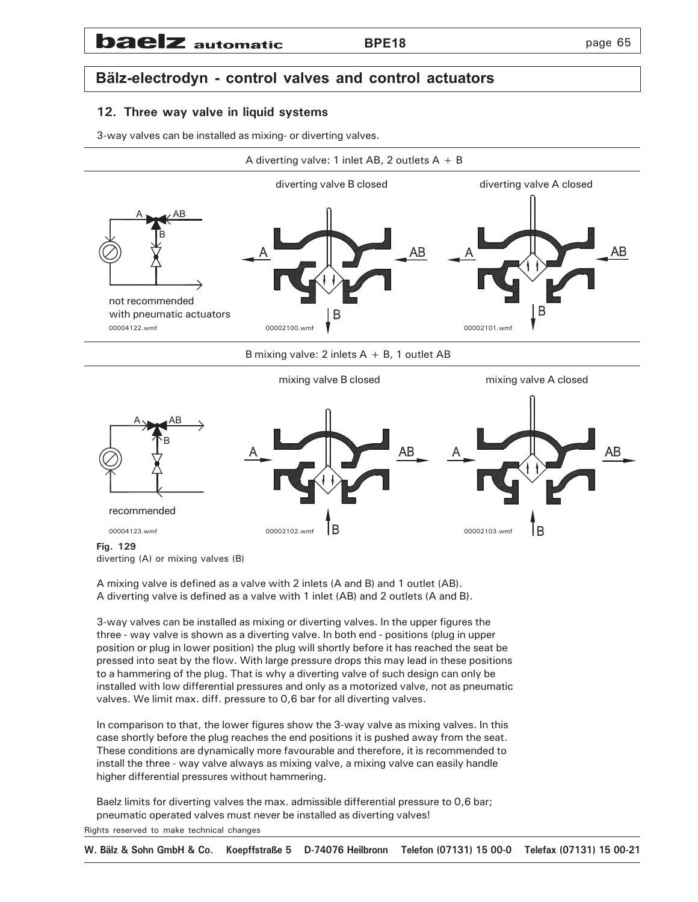## Bälz-electrodyn - control valves and control actuators

### 12. Three way valve in liquid systems

3-way valves can be installed as mixing- or diverting valves.

A diverting valve: 1 inlet AB, 2 outlets A + B

diverting valve B closed — diverting valve A closed

not recommended with pneumatic actuators

B mixing valve: 2 inlets A + B, 1 outlet AB

mixing valve B closed — mixing valve A closed

recommended

**Fig. 129**
diverting (A) or mixing valves (B)

A mixing valve is defined as a valve with 2 inlets (A and B) and 1 outlet (AB).
A diverting valve is defined as a valve with 1 inlet (AB) and 2 outlets (A and B).

3-way valves can be installed as mixing or diverting valves. In the upper figures the three - way valve is shown as a diverting valve. In both end - positions (plug in upper position or plug in lower position) the plug will shortly before it has reached the seat be pressed into seat by the flow. With large pressure drops this may lead in these positions to a hammering of the plug. That is why a diverting valve of such design can only be installed with low differential pressures and only as a motorized valve, not as pneumatic valves. We limit max. diff. pressure to 0,6 bar for all diverting valves.

In comparison to that, the lower figures show the 3-way valve as mixing valves. In this case shortly before the plug reaches the end positions it is pushed away from the seat. These conditions are dynamically more favourable and therefore, it is recommended to install the three - way valve always as mixing valve, a mixing valve can easily handle higher differential pressures without hammering.

Baelz limits for diverting valves the max. admissible differential pressure to 0,6 bar; pneumatic operated valves must never be installed as diverting valves!

Rights reserved to make technical changes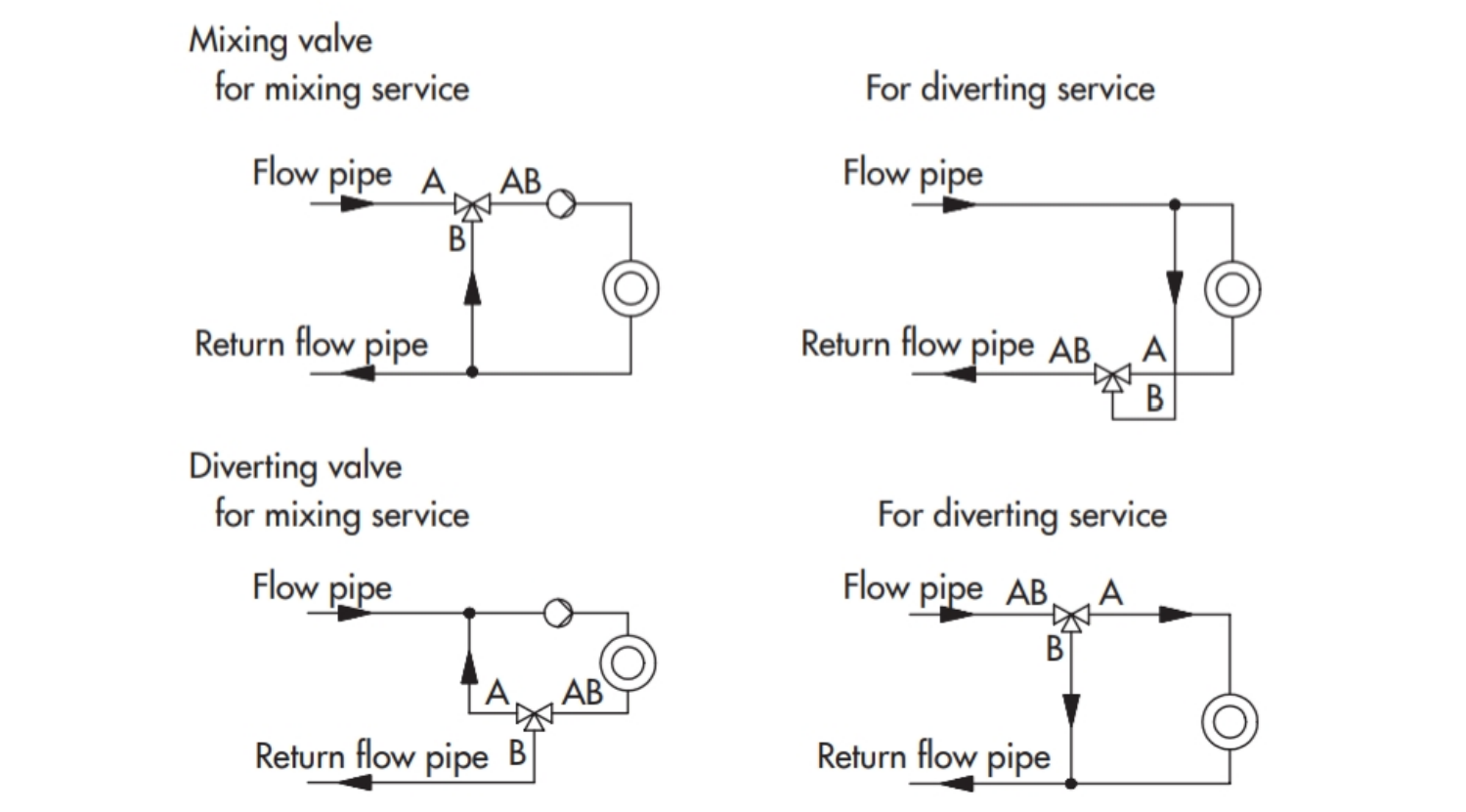Mixing valve
for mixing service

Flow pipe
A
AB
B
Return flow pipe

For diverting service

Flow pipe
Return flow pipe
AB
A
B

Diverting valve
for mixing service

Flow pipe
A
AB
Return flow pipe
B

For diverting service

Flow pipe
AB
A
B
Return flow pipe